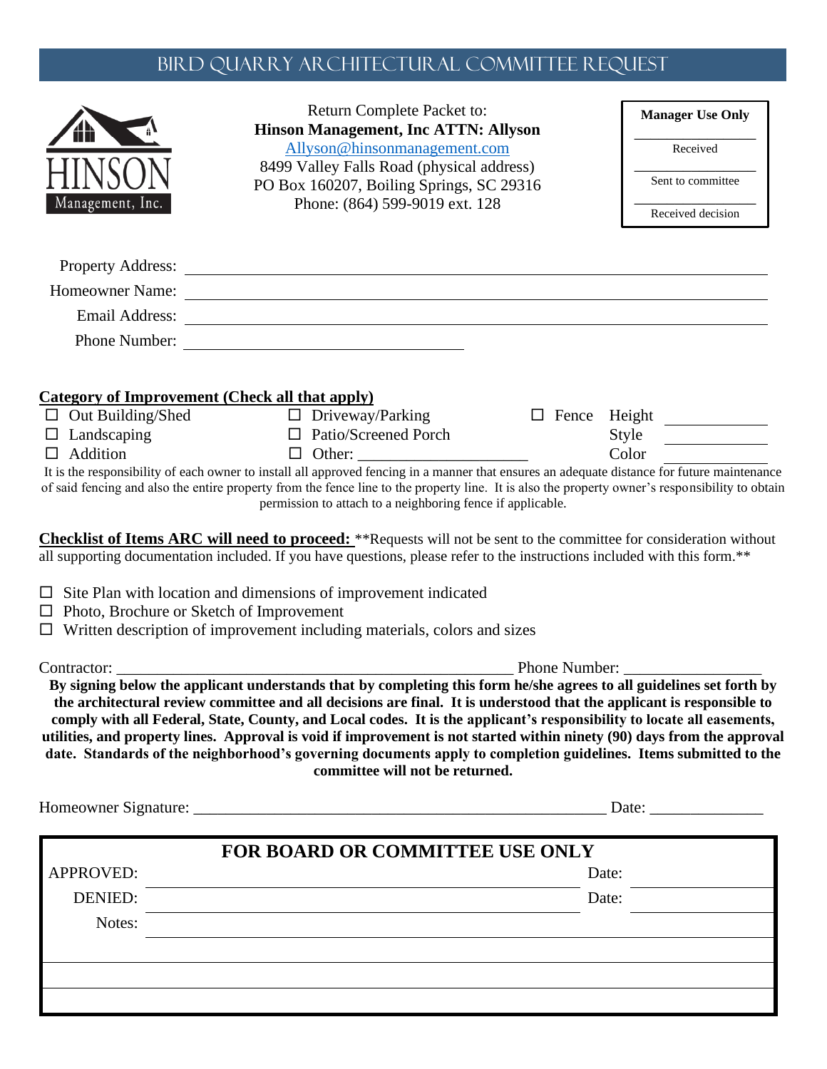# BIRD QUARRY ARCHITECTURAL COMMITTEE REQUEST

HINSON Management, Inc.

Return Complete Packet to:
**Hinson Management, Inc ATTN: Allyson**
Allyson@hinsonmanagement.com
8499 Valley Falls Road (physical address)
PO Box 160207, Boiling Springs, SC 29316
Phone: (864) 599-9019 ext. 128

| **Manager Use Only** |
|---|
| _______________ Received |
| _______________ Sent to committee |
| _______________ Received decision |

Property Address: ____________________________________________

Homeowner Name: ____________________________________________

Email Address: ____________________________________________

Phone Number: ______________________

**Category of Improvement (Check all that apply)**

| | | |
|---|---|---|
| ☐ Out Building/Shed | ☐ Driveway/Parking | ☐ Fence Height ________ |
| ☐ Landscaping | ☐ Patio/Screened Porch | Style ________ |
| ☐ Addition | ☐ Other: ____________________ | Color ________ |

It is the responsibility of each owner to install all approved fencing in a manner that ensures an adequate distance for future maintenance of said fencing and also the entire property from the fence line to the property line. It is also the property owner's responsibility to obtain permission to attach to a neighboring fence if applicable.

**Checklist of Items ARC will need to proceed:** **Requests will not be sent to the committee for consideration without all supporting documentation included. If you have questions, please refer to the instructions included with this form.**

- ☐ Site Plan with location and dimensions of improvement indicated
- ☐ Photo, Brochure or Sketch of Improvement
- ☐ Written description of improvement including materials, colors and sizes

Contractor: ______________________________________________ Phone Number: ________________

**By signing below the applicant understands that by completing this form he/she agrees to all guidelines set forth by the architectural review committee and all decisions are final. It is understood that the applicant is responsible to comply with all Federal, State, County, and Local codes. It is the applicant's responsibility to locate all easements, utilities, and property lines. Approval is void if improvement is not started within ninety (90) days from the approval date. Standards of the neighborhood's governing documents apply to completion guidelines. Items submitted to the committee will not be returned.**

Homeowner Signature: ______________________________________________ Date: _____________

**FOR BOARD OR COMMITTEE USE ONLY**

APPROVED: ________________________________________ Date: __________

DENIED: ________________________________________ Date: __________

Notes: ____________________________________________________________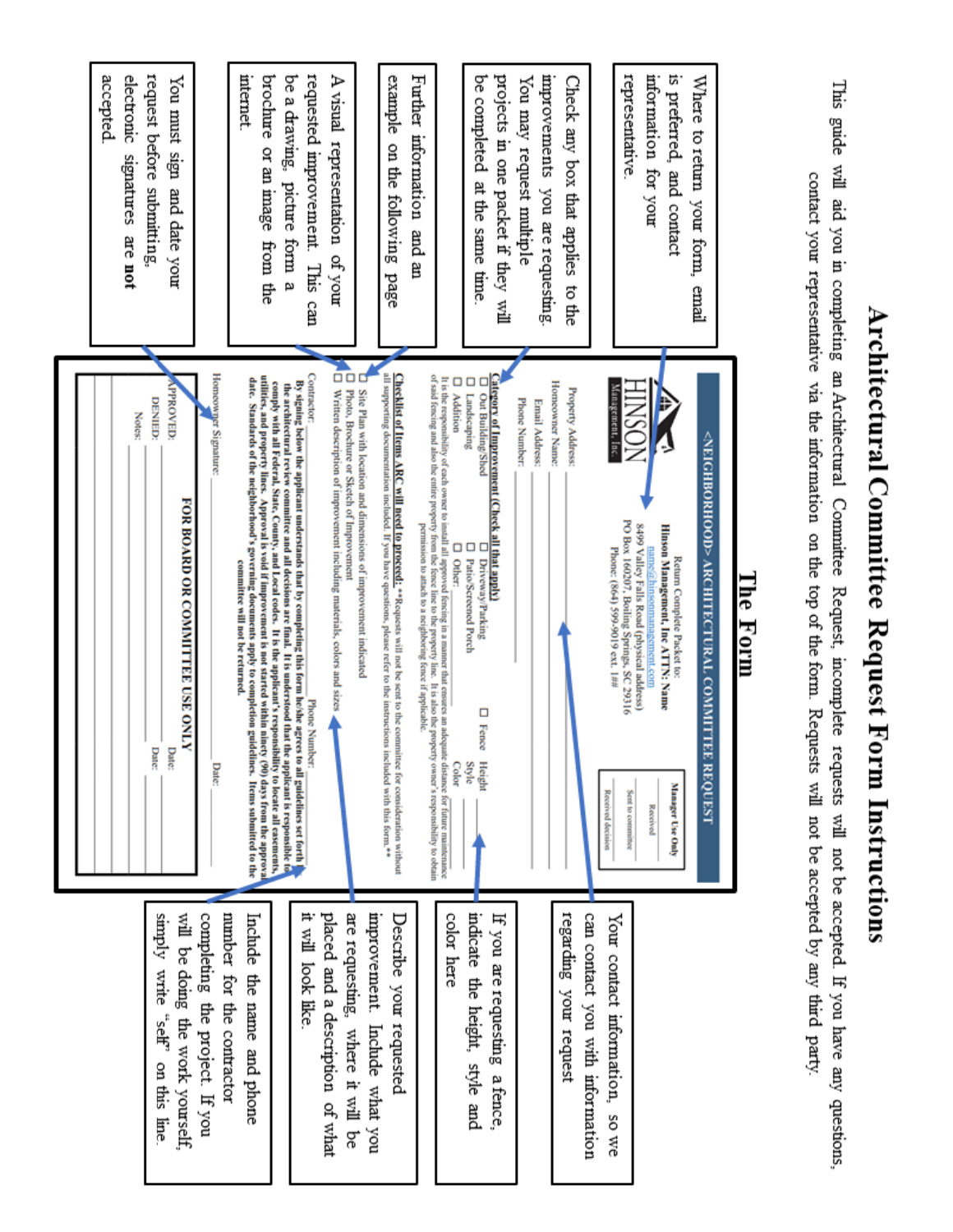# Architectural Committee Request Form Instructions

This guide will aid you in completing an Architectural Committee Request, incomplete requests will not be accepted. If you have any questions, contact your representative via the information on the top of the form. Requests will not be accepted by any third party.

## The Form

Where to return your form, email is preferred, and contact information for your representative.

Check any box that applies to the improvements you are requesting. You may request multiple projects in one packet if they will be completed at the same time.

Further information and an example on the following page

A visual representation of your requested improvement. This can be a drawing, picture form a brochure or an image from the internet.

You must sign and date your request before submitting, electronic signatures are **not** accepted.

Your contact information, so we can contact you with information regarding your request

If you are requesting a fence, indicate the height, style and color here

Describe your requested improvement. Include what you are requesting, where it will be placed and a description of what it will look like.

Include the name and phone number for the contractor completing the project. If you will be doing the work yourself, simply write "self" on this line.

---

**<NEIGHBORHOOD> ARCHITECTURAL COMMITTEE REQUEST**

HINSON Management, Inc.

Return Complete Packet to:
**Hinson Management, Inc ATTN: Name**
name@hinsonmanagement.com
8499 Valley Falls Road (physical address)
PO Box 160207, Boiling Springs, SC 29316
Phone: (864) 599-9019 ext. 1##

Manager Use Only
Received
Sent to committee
Received decision

Property Address:
Homeowner Name:
Email Address:
Phone Number:

**Category of Improvement (Check all that apply)**

- ☐ Out Building/Shed
- ☐ Landscaping
- ☐ Addition
- ☐ Driveway/Parking
- ☐ Patio/Screened Porch
- ☐ Other: ____
- ☐ Fence Height ____ Style ____ Color ____

It is the responsibility of each owner to install all approved fencing in a manner that ensures an adequate distance for future maintenance of said fencing and also the entire property from the fence line to the property line. It is also the property owner's responsibility to obtain permission to attach to a neighboring fence if applicable.

**Checklist of Items ARC will need to proceed:** **Requests will not be sent to the committee for consideration without all supporting documentation included. If you have questions, please refer to the instructions included with this form.**

- ☐ Site Plan with location and dimensions of improvement indicated
- ☐ Photo, Brochure or Sketch of Improvement
- ☐ Written description of improvement including materials, colors and sizes

Contractor: ____ Phone Number: ____

**By signing below the applicant understands that by completing this form he/she agrees to all guidelines set forth by the architectural review committee and all decisions are final. It is understood that the applicant is responsible to comply with all Federal, State, County, and Local codes. It is the applicant's responsibility to locate all easements, utilities, and property lines. Approval is void if improvement is not started within ninety (90) days from the approval date. Standards of the neighborhood's governing documents apply to completion guidelines. Items submitted to the committee will not be returned.**

Homeowner Signature: ____ Date: ____

**FOR BOARD OR COMMITTEE USE ONLY**

APPROVED: ____ Date: ____
DENIED: ____ Date: ____
Notes: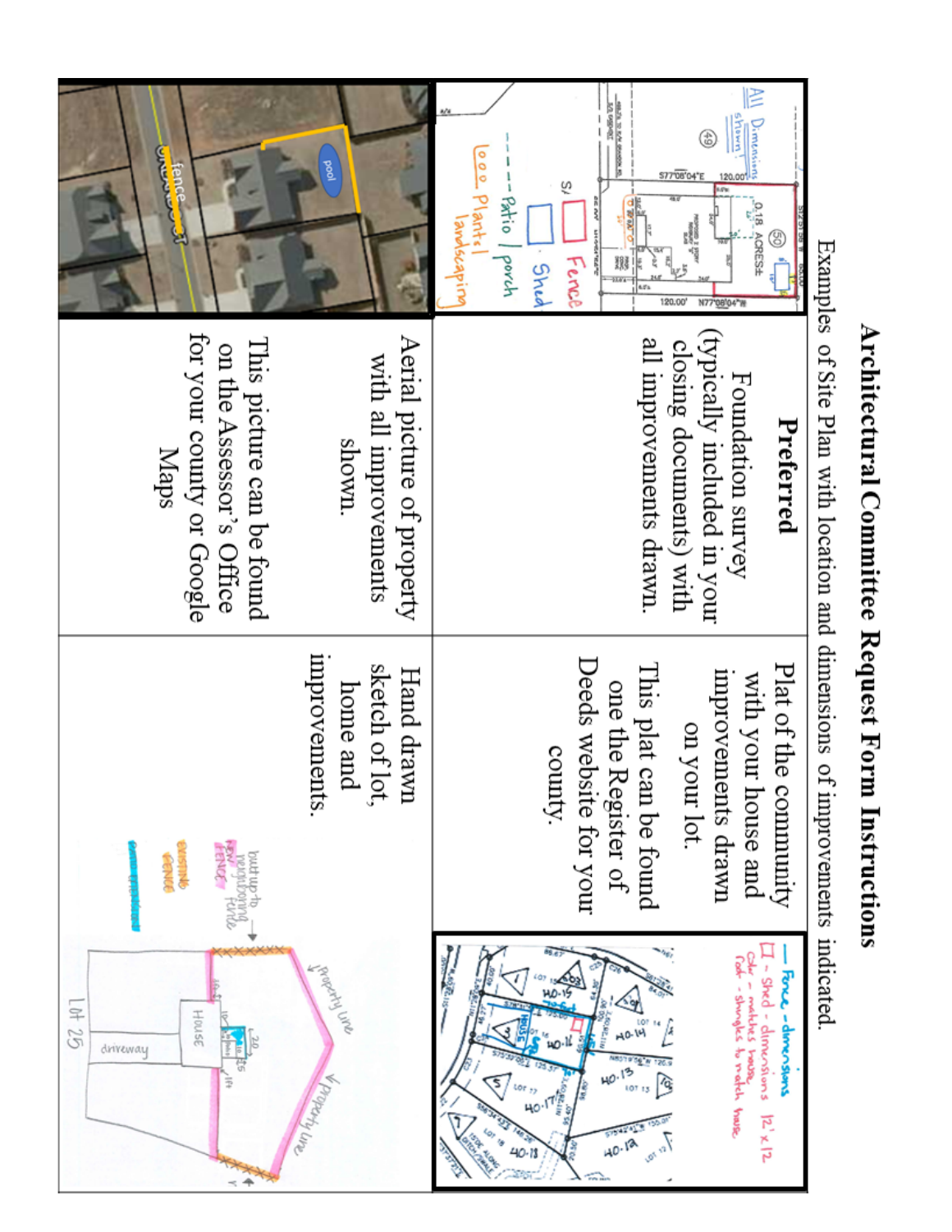# Architectural Committee Request Form Instructions

Examples of Site Plan with location and dimensions of improvements indicated.

| | |
|---|---|
| **Preferred**<br>Foundation survey (typically included in your closing documents) with all improvements drawn. | Plat of the community with your house and improvements drawn on your lot.<br>This plat can be found one the Register of Deeds website for your county. |
| Aerial picture of property with all improvements shown.<br>This picture can be found on the Assessor's Office for your county or Google Maps | Hand drawn sketch of lot, home and improvements. |